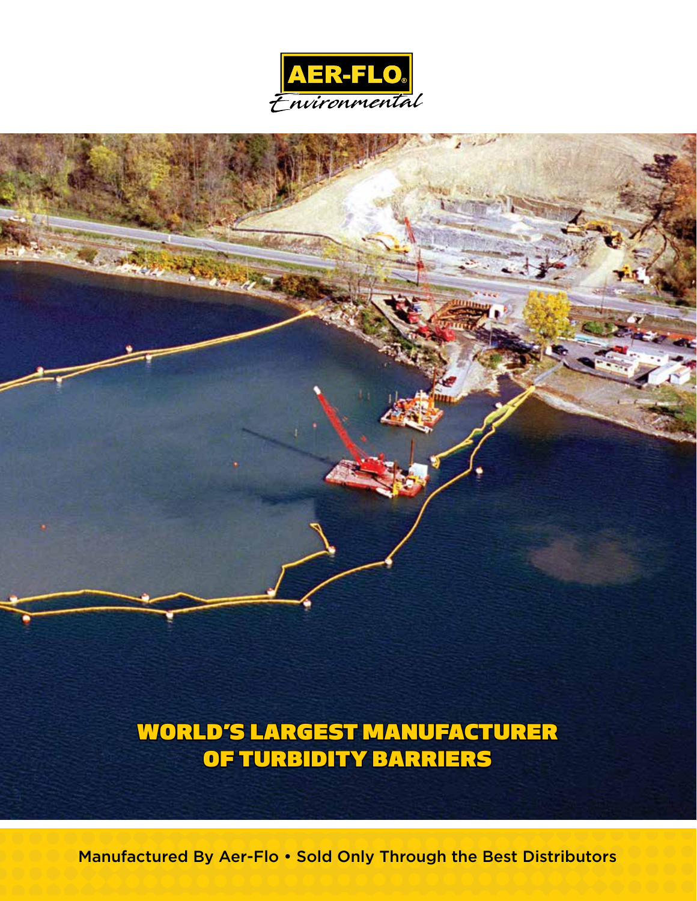AER-FLO®
*Environmental*

# WORLD'S LARGEST MANUFACTURER OF TURBIDITY BARRIERS

Manufactured By Aer-Flo • Sold Only Through the Best Distributors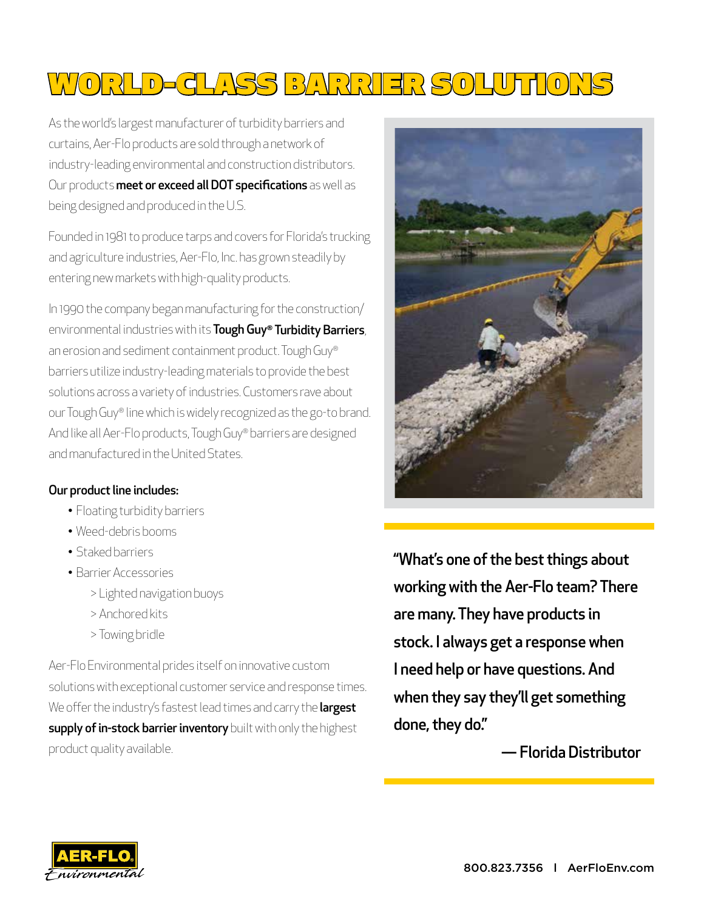# WORLD-CLASS BARRIER SOLUTIONS

As the world's largest manufacturer of turbidity barriers and curtains, Aer-Flo products are sold through a network of industry-leading environmental and construction distributors. Our products **meet or exceed all DOT specifications** as well as being designed and produced in the U.S.

Founded in 1981 to produce tarps and covers for Florida's trucking and agriculture industries, Aer-Flo, Inc. has grown steadily by entering new markets with high-quality products.

In 1990 the company began manufacturing for the construction/environmental industries with its **Tough Guy® Turbidity Barriers**, an erosion and sediment containment product. Tough Guy® barriers utilize industry-leading materials to provide the best solutions across a variety of industries. Customers rave about our Tough Guy® line which is widely recognized as the go-to brand. And like all Aer-Flo products, Tough Guy® barriers are designed and manufactured in the United States.

**Our product line includes:**

- Floating turbidity barriers
- Weed-debris booms
- Staked barriers
- Barrier Accessories
  - Lighted navigation buoys
  - Anchored kits
  - Towing bridle

Aer-Flo Environmental prides itself on innovative custom solutions with exceptional customer service and response times. We offer the industry's fastest lead times and carry the **largest supply of in-stock barrier inventory** built with only the highest product quality available.

**"What's one of the best things about working with the Aer-Flo team? There are many. They have products in stock. I always get a response when I need help or have questions. And when they say they'll get something done, they do."**

**— Florida Distributor**

AER-FLO Environmental

800.823.7356 | AerFloEnv.com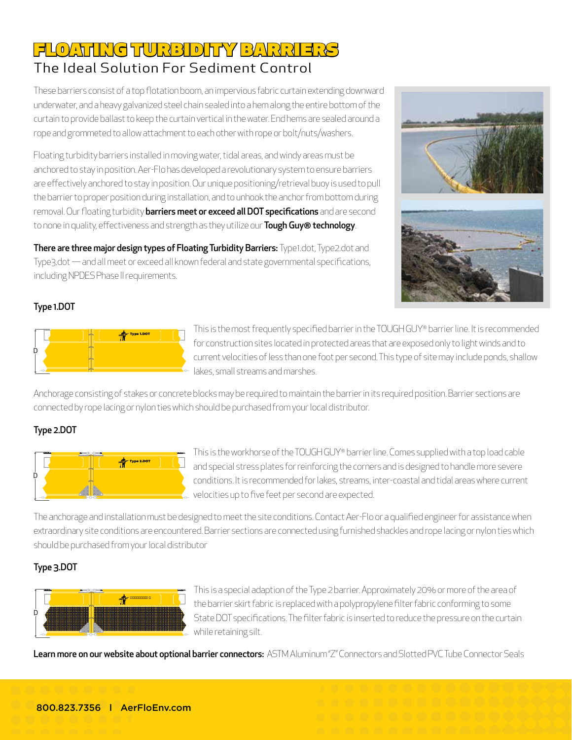# FLOATING TURBIDITY BARRIERS

## The Ideal Solution For Sediment Control

These barriers consist of a top flotation boom, an impervious fabric curtain extending downward underwater, and a heavy galvanized steel chain sealed into a hem along the entire bottom of the curtain to provide ballast to keep the curtain vertical in the water. End hems are sealed around a rope and grommeted to allow attachment to each other with rope or bolt/nuts/washers.

Floating turbidity barriers installed in moving water, tidal areas, and windy areas must be anchored to stay in position. Aer-Flo has developed a revolutionary system to ensure barriers are effectively anchored to stay in position. Our unique positioning/retrieval buoy is used to pull the barrier to proper position during installation, and to unhook the anchor from bottom during removal. Our floating turbidity **barriers meet or exceed all DOT specifications** and are second to none in quality, effectiveness and strength as they utilize our **Tough Guy® technology**.

**There are three major design types of Floating Turbidity Barriers:** Type1.dot, Type2.dot and Type3.dot — and all meet or exceed all known federal and state governmental specifications, including NPDES Phase II requirements.

### Type 1.DOT

This is the most frequently specified barrier in the TOUGH GUY® barrier line. It is recommended for construction sites located in protected areas that are exposed only to light winds and to current velocities of less than one foot per second. This type of site may include ponds, shallow lakes, small streams and marshes.

Anchorage consisting of stakes or concrete blocks may be required to maintain the barrier in its required position. Barrier sections are connected by rope lacing or nylon ties which should be purchased from your local distributor.

### Type 2.DOT

This is the workhorse of the TOUGH GUY® barrier line. Comes supplied with a top load cable and special stress plates for reinforcing the corners and is designed to handle more severe conditions. It is recommended for lakes, streams, inter-coastal and tidal areas where current velocities up to five feet per second are expected.

The anchorage and installation must be designed to meet the site conditions. Contact Aer-Flo or a qualified engineer for assistance when extraordinary site conditions are encountered. Barrier sections are connected using furnished shackles and rope lacing or nylon ties which should be purchased from your local distributor

### Type 3.DOT

This is a special adaption of the Type 2 barrier. Approximately 20% or more of the area of the barrier skirt fabric is replaced with a polypropylene filter fabric conforming to some State DOT specifications. The filter fabric is inserted to reduce the pressure on the curtain while retaining silt.

**Learn more on our website about optional barrier connectors:** ASTM Aluminum "Z" Connectors and Slotted PVC Tube Connector Seals

800.823.7356 I AerFloEnv.com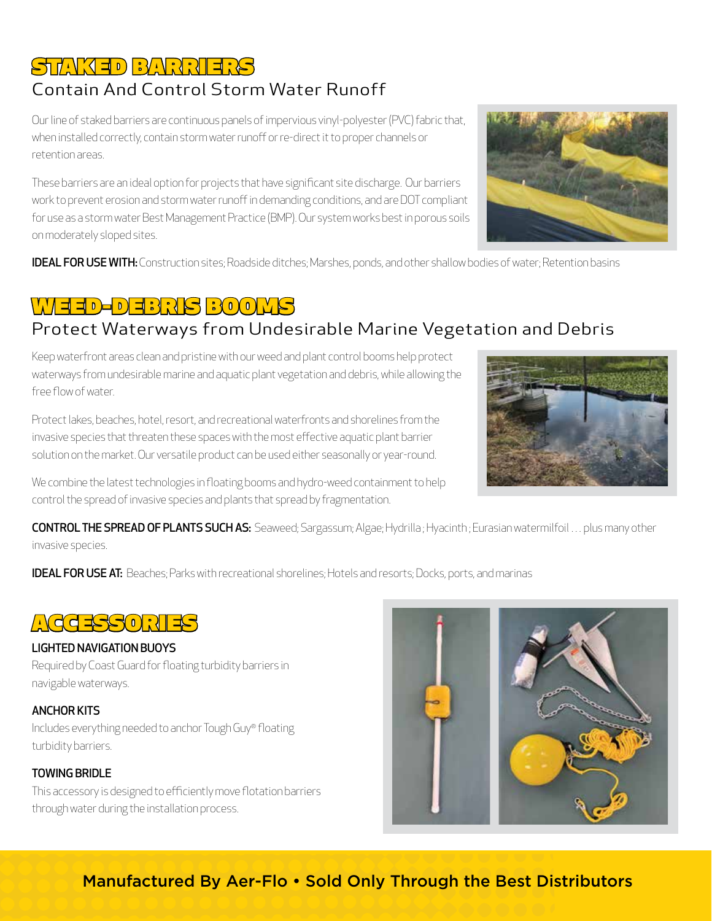## STAKED BARRIERS

### Contain And Control Storm Water Runoff

Our line of staked barriers are continuous panels of impervious vinyl-polyester (PVC) fabric that, when installed correctly, contain storm water runoff or re-direct it to proper channels or retention areas.

These barriers are an ideal option for projects that have significant site discharge. Our barriers work to prevent erosion and storm water runoff in demanding conditions, and are DOT compliant for use as a storm water Best Management Practice (BMP). Our system works best in porous soils on moderately sloped sites.

**IDEAL FOR USE WITH:** Construction sites; Roadside ditches; Marshes, ponds, and other shallow bodies of water; Retention basins

## WEED-DEBRIS BOOMS

### Protect Waterways from Undesirable Marine Vegetation and Debris

Keep waterfront areas clean and pristine with our weed and plant control booms help protect waterways from undesirable marine and aquatic plant vegetation and debris, while allowing the free flow of water.

Protect lakes, beaches, hotel, resort, and recreational waterfronts and shorelines from the invasive species that threaten these spaces with the most effective aquatic plant barrier solution on the market. Our versatile product can be used either seasonally or year-round.

We combine the latest technologies in floating booms and hydro-weed containment to help control the spread of invasive species and plants that spread by fragmentation.

**CONTROL THE SPREAD OF PLANTS SUCH AS:** Seaweed; Sargassum; Algae; Hydrilla ; Hyacinth ; Eurasian watermilfoil . . . plus many other invasive species.

**IDEAL FOR USE AT:** Beaches; Parks with recreational shorelines; Hotels and resorts; Docks, ports, and marinas

## ACCESSORIES

**LIGHTED NAVIGATION BUOYS**

Required by Coast Guard for floating turbidity barriers in navigable waterways.

**ANCHOR KITS**

Includes everything needed to anchor Tough Guy® floating turbidity barriers.

**TOWING BRIDLE**

This accessory is designed to efficiently move flotation barriers through water during the installation process.

Manufactured By Aer-Flo • Sold Only Through the Best Distributors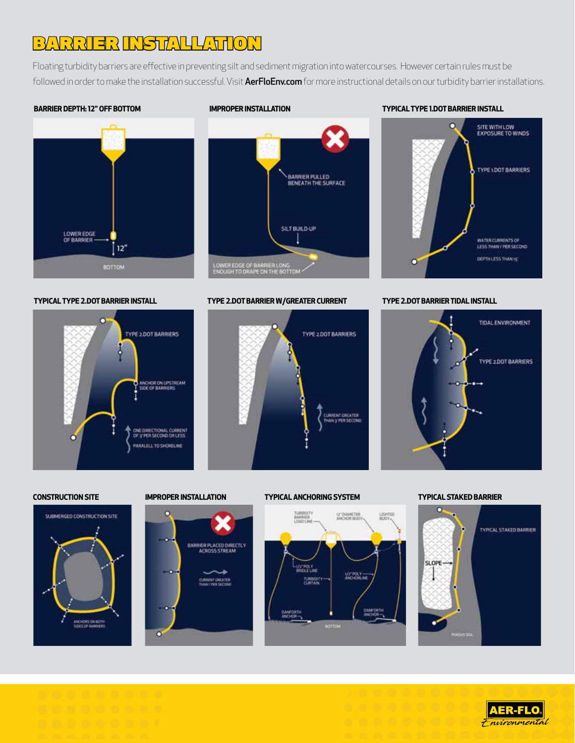# BARRIER INSTALLATION

Floating turbidity barriers are effective in preventing silt and sediment migration into watercourses. However certain rules must be followed in order to make the installation successful. Visit **AerFloEnv.com** for more instructional details on our turbidity barrier installations.

### BARRIER DEPTH: 12" OFF BOTTOM

LOWER EDGE OF BARRIER

12"

BOTTOM

### IMPROPER INSTALLATION

BARRIER PULLED BENEATH THE SURFACE

SILT BUILD-UP

LOWER EDGE OF BARRIER LONG ENOUGH TO DRAPE ON THE BOTTOM

### TYPICAL TYPE 1.DOT BARRIER INSTALL

SITE WITH LOW EXPOSURE TO WINDS

TYPE 1.DOT BARRIERS

WATER CURRENTS OF LESS THAN 1' PER SECOND

DEPTH LESS THAN 15'

### TYPICAL TYPE 2.DOT BARRIER INSTALL

TYPE 2.DOT BARRIERS

ANCHOR ON UPSTREAM SIDE OF BARRIERS

ONE DIRECTIONAL CURRENT OF 3' PER SECOND OR LESS

PARALELL TO SHORELINE

### TYPE 2.DOT BARRIER W/GREATER CURRENT

TYPE 2.DOT BARRIERS

CURRENT GREATER THAN 3' PER SECOND

### TYPE 2.DOT BARRIER TIDAL INSTALL

TIDAL ENVIRONMENT

TYPE 2.DOT BARRIERS

### CONSTRUCTION SITE

SUBMERGED CONSTRUCTION SITE

ANCHORS ON BOTH SIDES OF BARRIERS

### IMPROPER INSTALLATION

BARRIER PLACED DIRECTLY ACROSS STREAM

CURRENT GREATER THAN 1' PER SECOND

### TYPICAL ANCHORING SYSTEM

TURBIDITY BARRIER LOAD LINE

12" DIAMETER ANCHOR BUOY

LIGHTED BUOY

1/2" POLY BRIDLE LINE

TURBIDITY CURTAIN

1/2" POLY ANCHORLINE

DANFORTH ANCHOR

DANFORTH ANCHOR

BOTTOM

### TYPICAL STAKED BARRIER

TYPICAL STAKED BARRIER

SLOPE

POROUS SOIL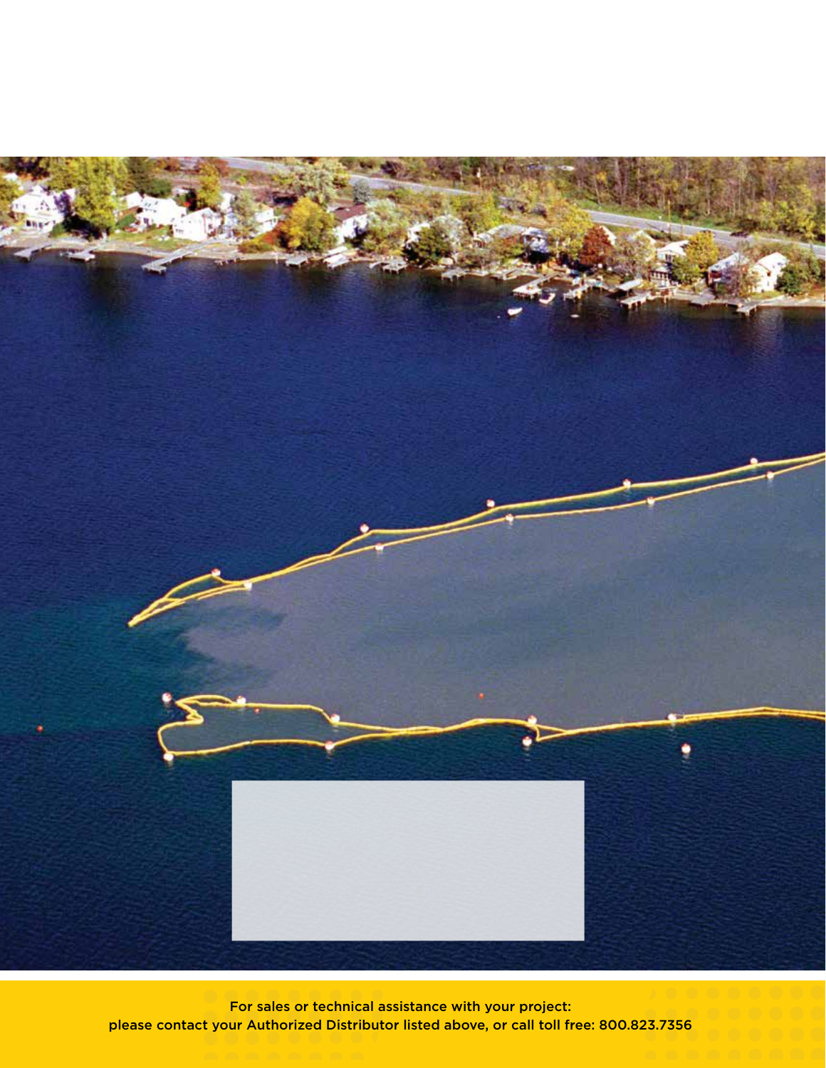For sales or technical assistance with your project:
please contact your Authorized Distributor listed above, or call toll free: 800.823.7356